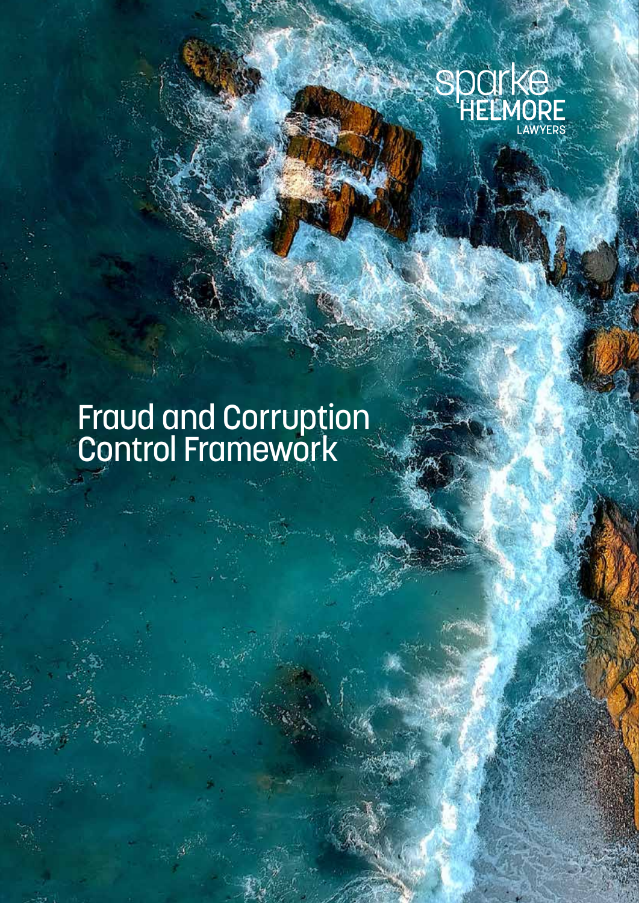sparke HELMORE LAWYERS

# Fraud and Corruption Control Framework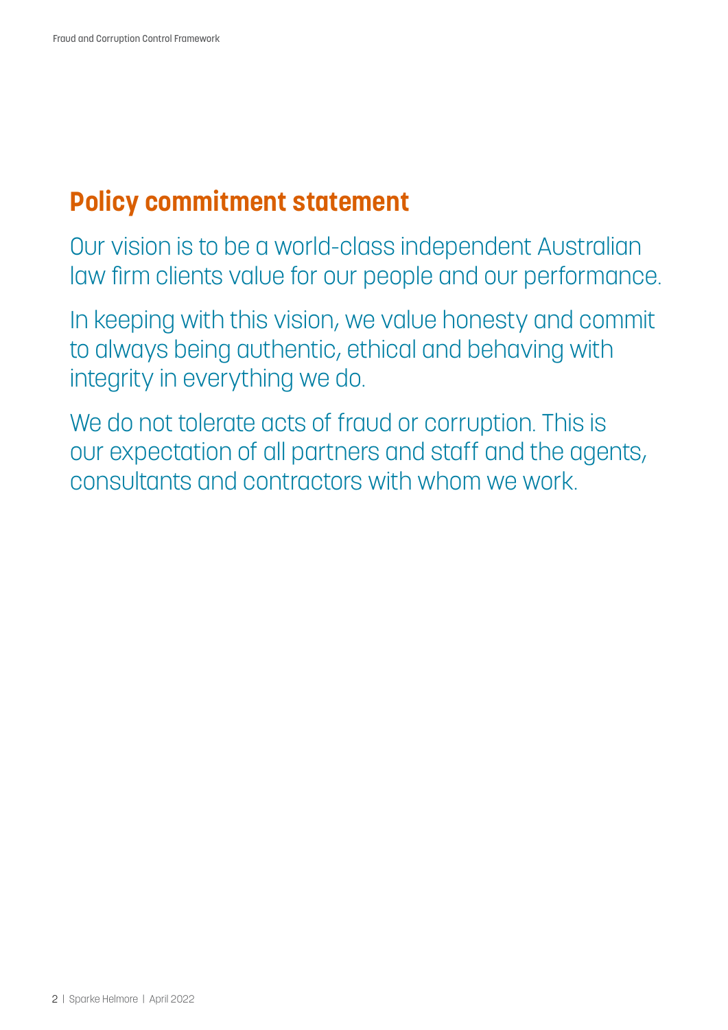## Policy commitment statement

Our vision is to be a world-class independent Australian law firm clients value for our people and our performance.

In keeping with this vision, we value honesty and commit to always being authentic, ethical and behaving with integrity in everything we do.

We do not tolerate acts of fraud or corruption. This is our expectation of all partners and staff and the agents, consultants and contractors with whom we work.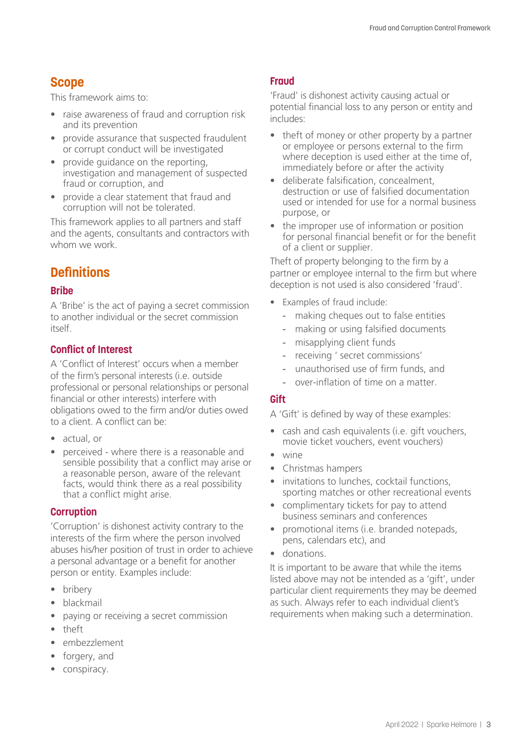## Scope

This framework aims to:

- raise awareness of fraud and corruption risk and its prevention
- provide assurance that suspected fraudulent or corrupt conduct will be investigated
- provide guidance on the reporting, investigation and management of suspected fraud or corruption, and
- provide a clear statement that fraud and corruption will not be tolerated.

This framework applies to all partners and staff and the agents, consultants and contractors with whom we work.

## Definitions

### Bribe

A 'Bribe' is the act of paying a secret commission to another individual or the secret commission itself.

### Conflict of Interest

A 'Conflict of Interest' occurs when a member of the firm's personal interests (i.e. outside professional or personal relationships or personal financial or other interests) interfere with obligations owed to the firm and/or duties owed to a client. A conflict can be:

- actual, or
- perceived - where there is a reasonable and sensible possibility that a conflict may arise or a reasonable person, aware of the relevant facts, would think there as a real possibility that a conflict might arise.

### Corruption

'Corruption' is dishonest activity contrary to the interests of the firm where the person involved abuses his/her position of trust in order to achieve a personal advantage or a benefit for another person or entity. Examples include:

- bribery
- blackmail
- paying or receiving a secret commission
- theft
- embezzlement
- forgery, and
- conspiracy.

### Fraud

'Fraud' is dishonest activity causing actual or potential financial loss to any person or entity and includes:

- theft of money or other property by a partner or employee or persons external to the firm where deception is used either at the time of, immediately before or after the activity
- deliberate falsification, concealment, destruction or use of falsified documentation used or intended for use for a normal business purpose, or
- the improper use of information or position for personal financial benefit or for the benefit of a client or supplier.

Theft of property belonging to the firm by a partner or employee internal to the firm but where deception is not used is also considered 'fraud'.

- Examples of fraud include:
  - making cheques out to false entities
  - making or using falsified documents
  - misapplying client funds
  - receiving ' secret commissions'
  - unauthorised use of firm funds, and
  - over-inflation of time on a matter.

### Gift

A 'Gift' is defined by way of these examples:

- cash and cash equivalents (i.e. gift vouchers, movie ticket vouchers, event vouchers)
- wine
- Christmas hampers
- invitations to lunches, cocktail functions, sporting matches or other recreational events
- complimentary tickets for pay to attend business seminars and conferences
- promotional items (i.e. branded notepads, pens, calendars etc), and
- donations.

It is important to be aware that while the items listed above may not be intended as a 'gift', under particular client requirements they may be deemed as such. Always refer to each individual client's requirements when making such a determination.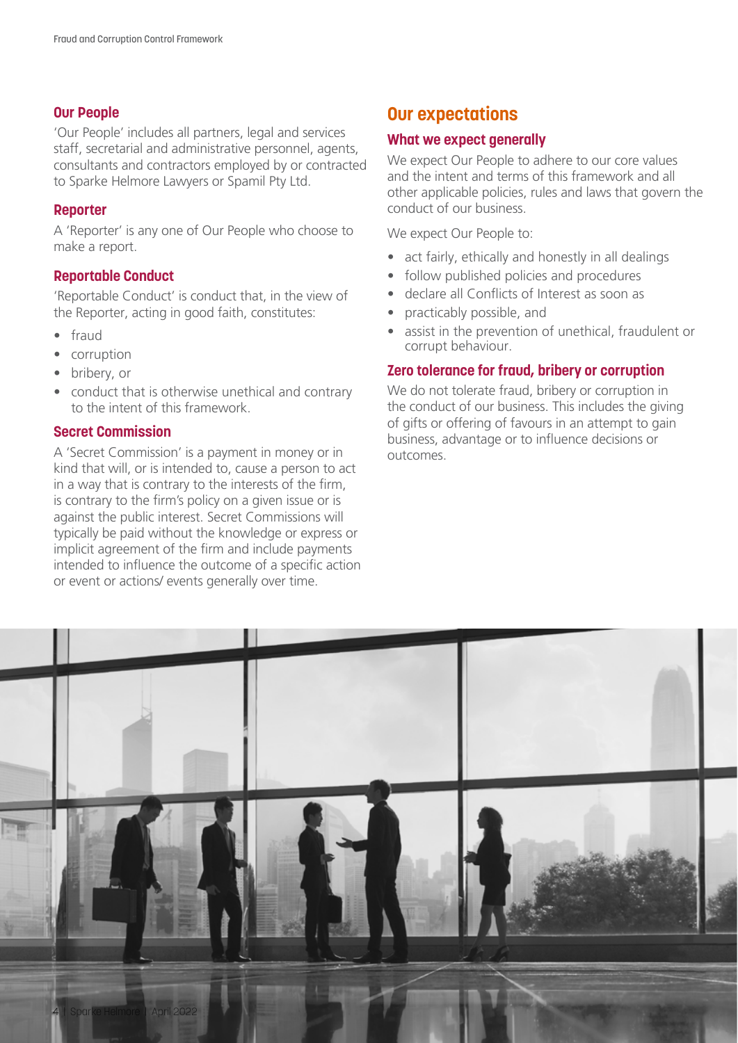### Our People

'Our People' includes all partners, legal and services staff, secretarial and administrative personnel, agents, consultants and contractors employed by or contracted to Sparke Helmore Lawyers or Spamil Pty Ltd.

### Reporter

A 'Reporter' is any one of Our People who choose to make a report.

### Reportable Conduct

'Reportable Conduct' is conduct that, in the view of the Reporter, acting in good faith, constitutes:

- fraud
- corruption
- bribery, or
- conduct that is otherwise unethical and contrary to the intent of this framework.

### Secret Commission

A 'Secret Commission' is a payment in money or in kind that will, or is intended to, cause a person to act in a way that is contrary to the interests of the firm, is contrary to the firm's policy on a given issue or is against the public interest. Secret Commissions will typically be paid without the knowledge or express or implicit agreement of the firm and include payments intended to influence the outcome of a specific action or event or actions/ events generally over time.

## Our expectations

### What we expect generally

We expect Our People to adhere to our core values and the intent and terms of this framework and all other applicable policies, rules and laws that govern the conduct of our business.

We expect Our People to:

- act fairly, ethically and honestly in all dealings
- follow published policies and procedures
- declare all Conflicts of Interest as soon as
- practicably possible, and
- assist in the prevention of unethical, fraudulent or corrupt behaviour.

### Zero tolerance for fraud, bribery or corruption

We do not tolerate fraud, bribery or corruption in the conduct of our business. This includes the giving of gifts or offering of favours in an attempt to gain business, advantage or to influence decisions or outcomes.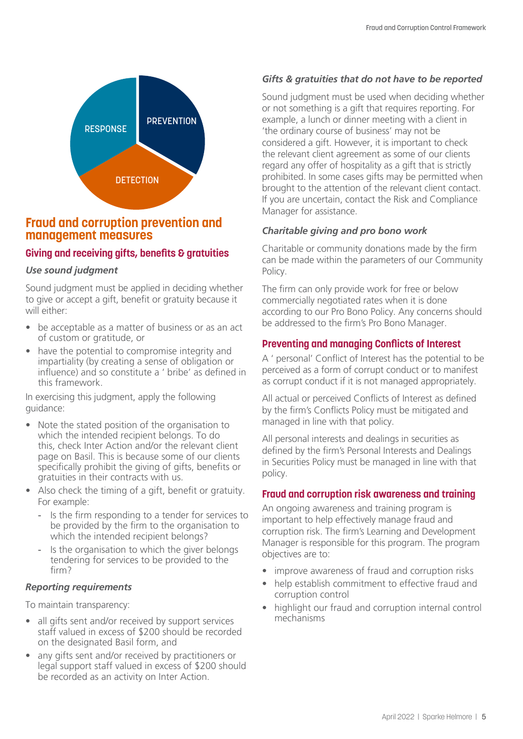PREVENTION

DETECTION

RESPONSE

## Fraud and corruption prevention and management measures

### Giving and receiving gifts, benefits & gratuities

#### *Use sound judgment*

Sound judgment must be applied in deciding whether to give or accept a gift, benefit or gratuity because it will either:

- be acceptable as a matter of business or as an act of custom or gratitude, or
- have the potential to compromise integrity and impartiality (by creating a sense of obligation or influence) and so constitute a ' bribe' as defined in this framework.

In exercising this judgment, apply the following guidance:

- Note the stated position of the organisation to which the intended recipient belongs. To do this, check Inter Action and/or the relevant client page on Basil. This is because some of our clients specifically prohibit the giving of gifts, benefits or gratuities in their contracts with us.
- Also check the timing of a gift, benefit or gratuity. For example:
  - Is the firm responding to a tender for services to be provided by the firm to the organisation to which the intended recipient belongs?
  - Is the organisation to which the giver belongs tendering for services to be provided to the firm?

#### *Reporting requirements*

To maintain transparency:

- all gifts sent and/or received by support services staff valued in excess of $200 should be recorded on the designated Basil form, and
- any gifts sent and/or received by practitioners or legal support staff valued in excess of $200 should be recorded as an activity on Inter Action.

#### *Gifts & gratuities that do not have to be reported*

Sound judgment must be used when deciding whether or not something is a gift that requires reporting. For example, a lunch or dinner meeting with a client in 'the ordinary course of business' may not be considered a gift. However, it is important to check the relevant client agreement as some of our clients regard any offer of hospitality as a gift that is strictly prohibited. In some cases gifts may be permitted when brought to the attention of the relevant client contact. If you are uncertain, contact the Risk and Compliance Manager for assistance.

#### *Charitable giving and pro bono work*

Charitable or community donations made by the firm can be made within the parameters of our Community Policy.

The firm can only provide work for free or below commercially negotiated rates when it is done according to our Pro Bono Policy. Any concerns should be addressed to the firm's Pro Bono Manager.

### Preventing and managing Conflicts of Interest

A ' personal' Conflict of Interest has the potential to be perceived as a form of corrupt conduct or to manifest as corrupt conduct if it is not managed appropriately.

All actual or perceived Conflicts of Interest as defined by the firm's Conflicts Policy must be mitigated and managed in line with that policy.

All personal interests and dealings in securities as defined by the firm's Personal Interests and Dealings in Securities Policy must be managed in line with that policy.

### Fraud and corruption risk awareness and training

An ongoing awareness and training program is important to help effectively manage fraud and corruption risk. The firm's Learning and Development Manager is responsible for this program. The program objectives are to:

- improve awareness of fraud and corruption risks
- help establish commitment to effective fraud and corruption control
- highlight our fraud and corruption internal control mechanisms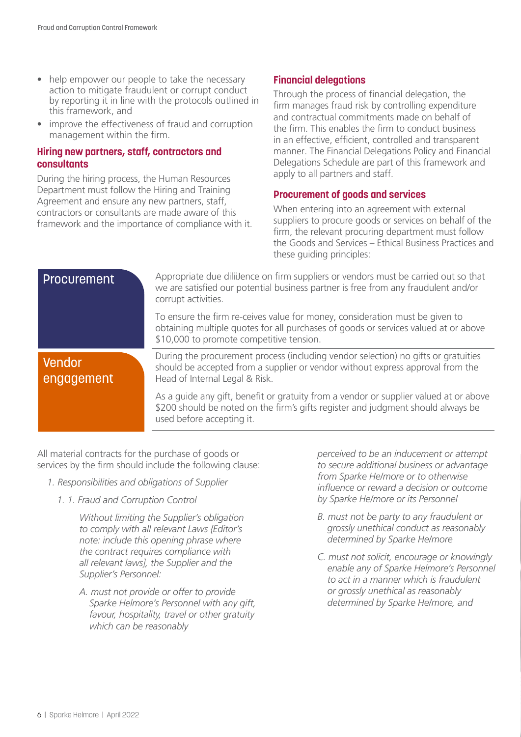- help empower our people to take the necessary action to mitigate fraudulent or corrupt conduct by reporting it in line with the protocols outlined in this framework, and
- improve the effectiveness of fraud and corruption management within the firm.

### Hiring new partners, staff, contractors and consultants

During the hiring process, the Human Resources Department must follow the Hiring and Training Agreement and ensure any new partners, staff, contractors or consultants are made aware of this framework and the importance of compliance with it.

### Financial delegations

Through the process of financial delegation, the firm manages fraud risk by controlling expenditure and contractual commitments made on behalf of the firm. This enables the firm to conduct business in an effective, efficient, controlled and transparent manner. The Financial Delegations Policy and Financial Delegations Schedule are part of this framework and apply to all partners and staff.

### Procurement of goods and services

When entering into an agreement with external suppliers to procure goods or services on behalf of the firm, the relevant procuring department must follow the Goods and Services – Ethical Business Practices and these guiding principles:

| | |
|---|---|
| Procurement | Appropriate due diliiJence on firm suppliers or vendors must be carried out so that we are satisfied our potential business partner is free from any fraudulent and/or corrupt activities.<br><br>To ensure the firm re-ceives value for money, consideration must be given to obtaining multiple quotes for all purchases of goods or services valued at or above $10,000 to promote competitive tension. |
| Vendor engagement | During the procurement process (including vendor selection) no gifts or gratuities should be accepted from a supplier or vendor without express approval from the Head of Internal Legal & Risk.<br><br>As a guide any gift, benefit or gratuity from a vendor or supplier valued at or above $200 should be noted on the firm's gifts register and judgment should always be used before accepting it. |

All material contracts for the purchase of goods or services by the firm should include the following clause:

*1. Responsibilities and obligations of Supplier*

*1. 1. Fraud and Corruption Control*

*Without limiting the Supplier's obligation to comply with all relevant Laws {Editor's note: include this opening phrase where the contract requires compliance with all relevant laws], the Supplier and the Supplier's Personnel:*

*A. must not provide or offer to provide Sparke Helmore's Personnel with any gift, favour, hospitality, travel or other gratuity which can be reasonably perceived to be an inducement or attempt to secure additional business or advantage from Sparke He/more or to otherwise influence or reward a decision or outcome by Sparke He/more or its Personnel*

*B. must not be party to any fraudulent or grossly unethical conduct as reasonably determined by Sparke He/more*

*C. must not solicit, encourage or knowingly enable any of Sparke Helmore's Personnel to act in a manner which is fraudulent or grossly unethical as reasonably determined by Sparke He/more, and*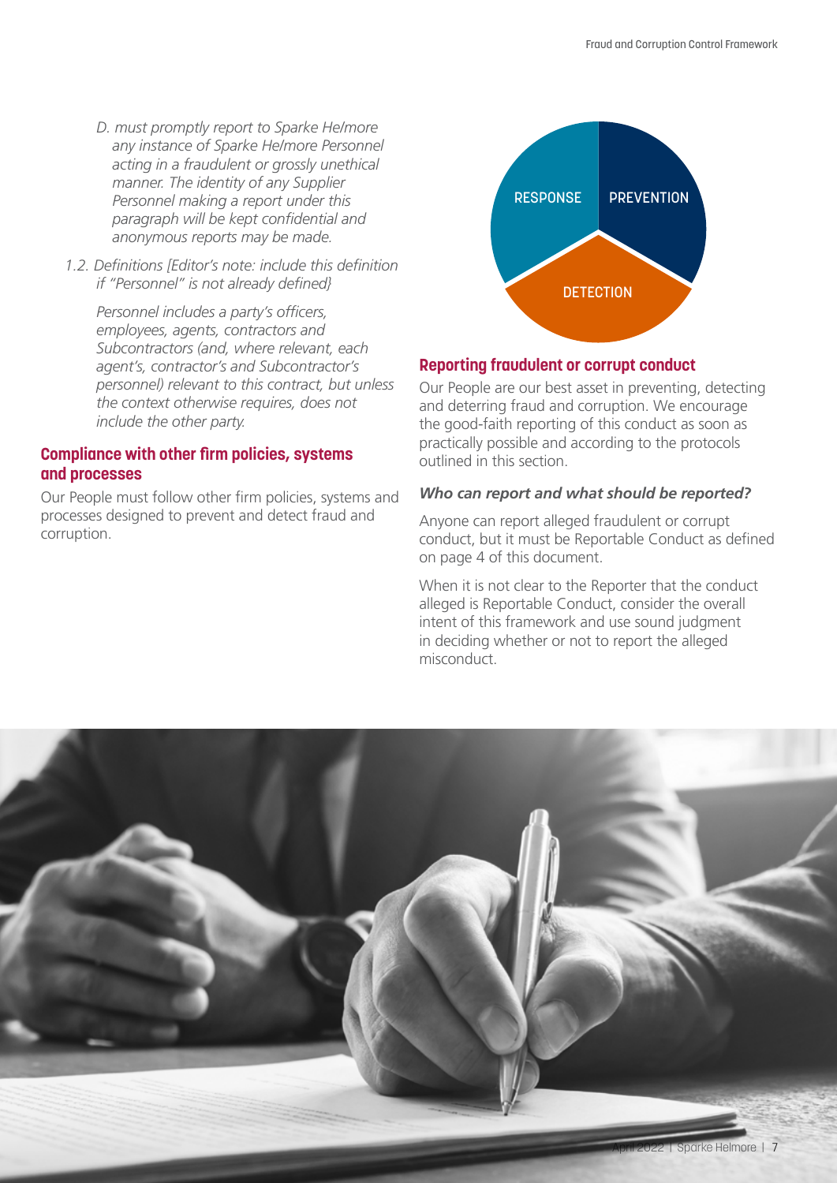*D. must promptly report to Sparke Helmore any instance of Sparke Helmore Personnel acting in a fraudulent or grossly unethical manner. The identity of any Supplier Personnel making a report under this paragraph will be kept confidential and anonymous reports may be made.*

*1.2. Definitions [Editor's note: include this definition if "Personnel" is not already defined}*

*Personnel includes a party's officers, employees, agents, contractors and Subcontractors (and, where relevant, each agent's, contractor's and Subcontractor's personnel) relevant to this contract, but unless the context otherwise requires, does not include the other party.*

## Compliance with other firm policies, systems and processes

Our People must follow other firm policies, systems and processes designed to prevent and detect fraud and corruption.

RESPONSE

PREVENTION

DETECTION

## Reporting fraudulent or corrupt conduct

Our People are our best asset in preventing, detecting and deterring fraud and corruption. We encourage the good-faith reporting of this conduct as soon as practically possible and according to the protocols outlined in this section.

### *Who can report and what should be reported?*

Anyone can report alleged fraudulent or corrupt conduct, but it must be Reportable Conduct as defined on page 4 of this document.

When it is not clear to the Reporter that the conduct alleged is Reportable Conduct, consider the overall intent of this framework and use sound judgment in deciding whether or not to report the alleged misconduct.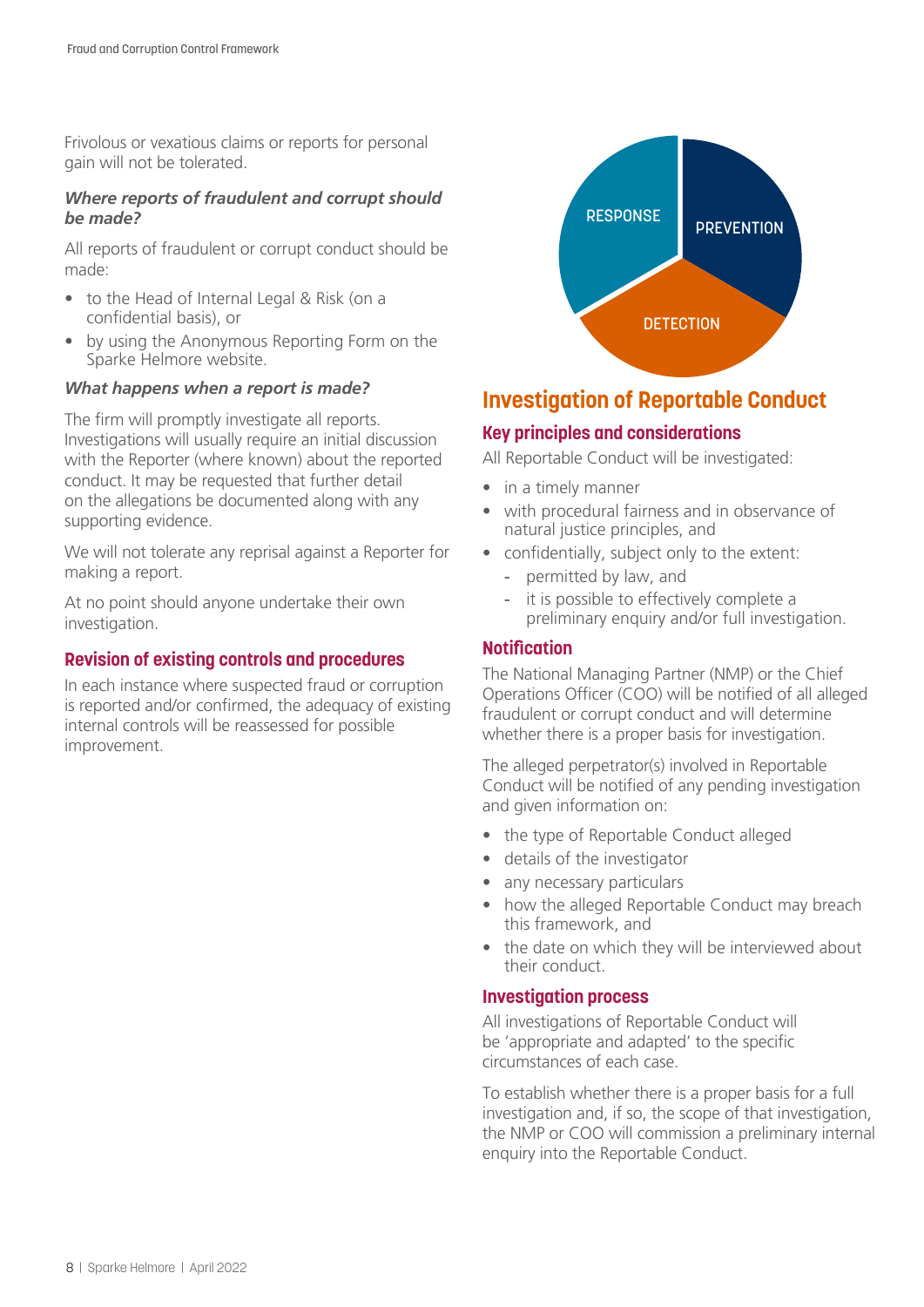Frivolous or vexatious claims or reports for personal gain will not be tolerated.

***Where reports of fraudulent and corrupt should be made?***

All reports of fraudulent or corrupt conduct should be made:

- to the Head of Internal Legal & Risk (on a confidential basis), or
- by using the Anonymous Reporting Form on the Sparke Helmore website.

***What happens when a report is made?***

The firm will promptly investigate all reports. Investigations will usually require an initial discussion with the Reporter (where known) about the reported conduct. It may be requested that further detail on the allegations be documented along with any supporting evidence.

We will not tolerate any reprisal against a Reporter for making a report.

At no point should anyone undertake their own investigation.

### Revision of existing controls and procedures

In each instance where suspected fraud or corruption is reported and/or confirmed, the adequacy of existing internal controls will be reassessed for possible improvement.

RESPONSE

PREVENTION

DETECTION

## Investigation of Reportable Conduct

### Key principles and considerations

All Reportable Conduct will be investigated:

- in a timely manner
- with procedural fairness and in observance of natural justice principles, and
- confidentially, subject only to the extent:
  - permitted by law, and
  - it is possible to effectively complete a preliminary enquiry and/or full investigation.

### Notification

The National Managing Partner (NMP) or the Chief Operations Officer (COO) will be notified of all alleged fraudulent or corrupt conduct and will determine whether there is a proper basis for investigation.

The alleged perpetrator(s) involved in Reportable Conduct will be notified of any pending investigation and given information on:

- the type of Reportable Conduct alleged
- details of the investigator
- any necessary particulars
- how the alleged Reportable Conduct may breach this framework, and
- the date on which they will be interviewed about their conduct.

### Investigation process

All investigations of Reportable Conduct will be 'appropriate and adapted' to the specific circumstances of each case.

To establish whether there is a proper basis for a full investigation and, if so, the scope of that investigation, the NMP or COO will commission a preliminary internal enquiry into the Reportable Conduct.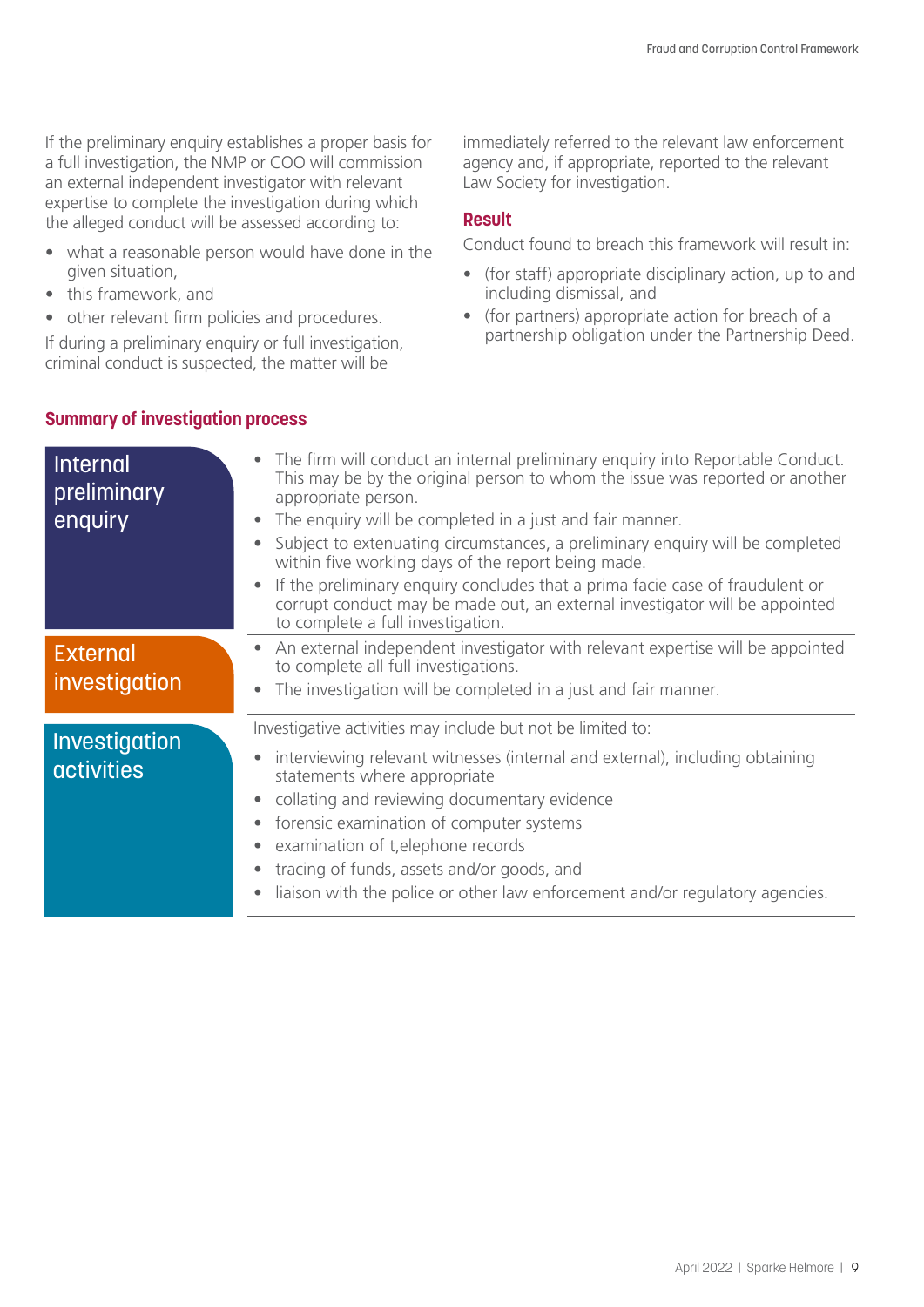If the preliminary enquiry establishes a proper basis for a full investigation, the NMP or COO will commission an external independent investigator with relevant expertise to complete the investigation during which the alleged conduct will be assessed according to:

- what a reasonable person would have done in the given situation,
- this framework, and
- other relevant firm policies and procedures.

If during a preliminary enquiry or full investigation, criminal conduct is suspected, the matter will be immediately referred to the relevant law enforcement agency and, if appropriate, reported to the relevant Law Society for investigation.

### Result

Conduct found to breach this framework will result in:

- (for staff) appropriate disciplinary action, up to and including dismissal, and
- (for partners) appropriate action for breach of a partnership obligation under the Partnership Deed.

### Summary of investigation process

| | |
|---|---|
| Internal preliminary enquiry | • The firm will conduct an internal preliminary enquiry into Reportable Conduct. This may be by the original person to whom the issue was reported or another appropriate person.<br>• The enquiry will be completed in a just and fair manner.<br>• Subject to extenuating circumstances, a preliminary enquiry will be completed within five working days of the report being made.<br>• If the preliminary enquiry concludes that a prima facie case of fraudulent or corrupt conduct may be made out, an external investigator will be appointed to complete a full investigation. |
| External investigation | • An external independent investigator with relevant expertise will be appointed to complete all full investigations.<br>• The investigation will be completed in a just and fair manner. |
| Investigation activities | Investigative activities may include but not be limited to:<br>• interviewing relevant witnesses (internal and external), including obtaining statements where appropriate<br>• collating and reviewing documentary evidence<br>• forensic examination of computer systems<br>• examination of t,elephone records<br>• tracing of funds, assets and/or goods, and<br>• liaison with the police or other law enforcement and/or regulatory agencies. |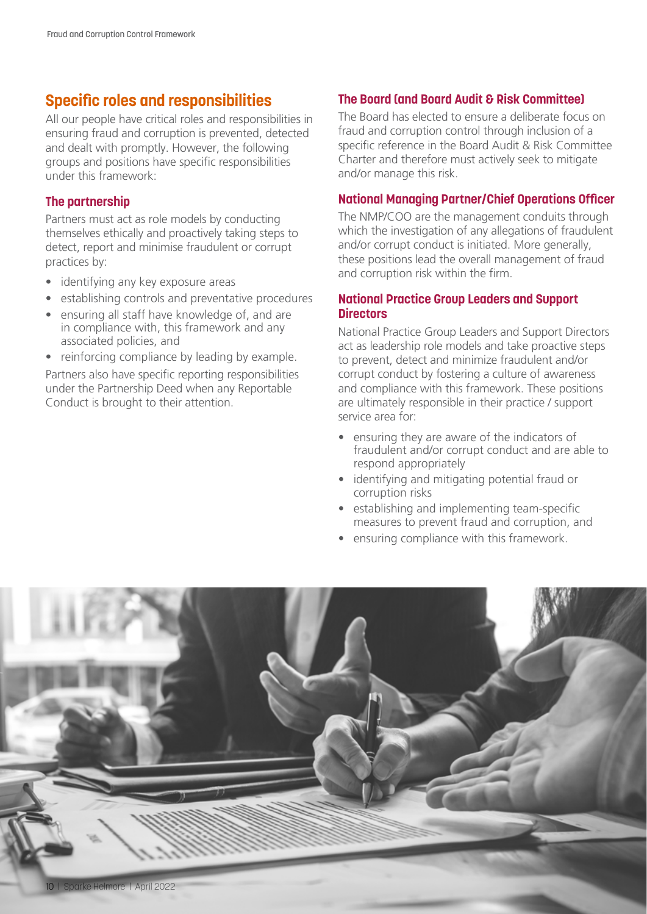## Specific roles and responsibilities

All our people have critical roles and responsibilities in ensuring fraud and corruption is prevented, detected and dealt with promptly. However, the following groups and positions have specific responsibilities under this framework:

### The partnership

Partners must act as role models by conducting themselves ethically and proactively taking steps to detect, report and minimise fraudulent or corrupt practices by:

- identifying any key exposure areas
- establishing controls and preventative procedures
- ensuring all staff have knowledge of, and are in compliance with, this framework and any associated policies, and
- reinforcing compliance by leading by example.

Partners also have specific reporting responsibilities under the Partnership Deed when any Reportable Conduct is brought to their attention.

### The Board (and Board Audit & Risk Committee)

The Board has elected to ensure a deliberate focus on fraud and corruption control through inclusion of a specific reference in the Board Audit & Risk Committee Charter and therefore must actively seek to mitigate and/or manage this risk.

### National Managing Partner/Chief Operations Officer

The NMP/COO are the management conduits through which the investigation of any allegations of fraudulent and/or corrupt conduct is initiated. More generally, these positions lead the overall management of fraud and corruption risk within the firm.

### National Practice Group Leaders and Support Directors

National Practice Group Leaders and Support Directors act as leadership role models and take proactive steps to prevent, detect and minimize fraudulent and/or corrupt conduct by fostering a culture of awareness and compliance with this framework. These positions are ultimately responsible in their practice / support service area for:

- ensuring they are aware of the indicators of fraudulent and/or corrupt conduct and are able to respond appropriately
- identifying and mitigating potential fraud or corruption risks
- establishing and implementing team-specific measures to prevent fraud and corruption, and
- ensuring compliance with this framework.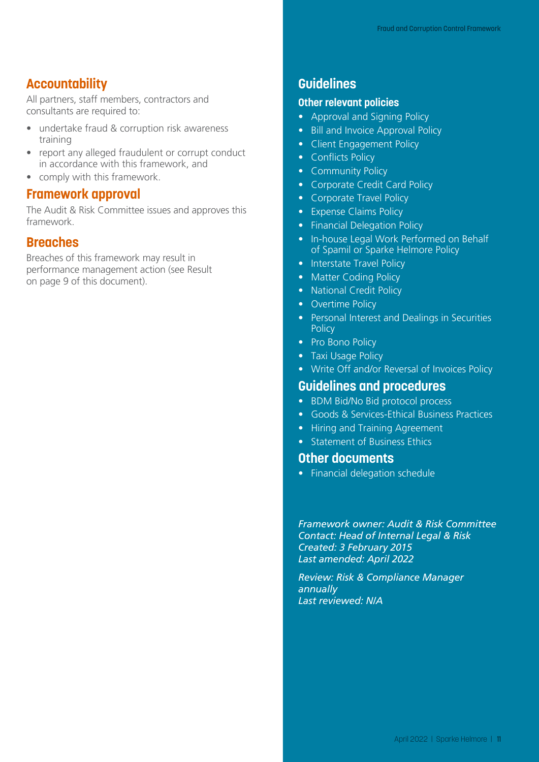## Accountability

All partners, staff members, contractors and consultants are required to:

- undertake fraud & corruption risk awareness training
- report any alleged fraudulent or corrupt conduct in accordance with this framework, and
- comply with this framework.

## Framework approval

The Audit & Risk Committee issues and approves this framework.

## Breaches

Breaches of this framework may result in performance management action (see Result on page 9 of this document).

## Guidelines

### Other relevant policies

- Approval and Signing Policy
- Bill and Invoice Approval Policy
- Client Engagement Policy
- Conflicts Policy
- Community Policy
- Corporate Credit Card Policy
- Corporate Travel Policy
- Expense Claims Policy
- Financial Delegation Policy
- In-house Legal Work Performed on Behalf of Spamil or Sparke Helmore Policy
- Interstate Travel Policy
- Matter Coding Policy
- National Credit Policy
- Overtime Policy
- Personal Interest and Dealings in Securities Policy
- Pro Bono Policy
- Taxi Usage Policy
- Write Off and/or Reversal of Invoices Policy

## Guidelines and procedures

- BDM Bid/No Bid protocol process
- Goods & Services-Ethical Business Practices
- Hiring and Training Agreement
- Statement of Business Ethics

## Other documents

- Financial delegation schedule

*Framework owner: Audit & Risk Committee*
*Contact: Head of Internal Legal & Risk*
*Created: 3 February 2015*
*Last amended: April 2022*

*Review: Risk & Compliance Manager annually*
*Last reviewed: N/A*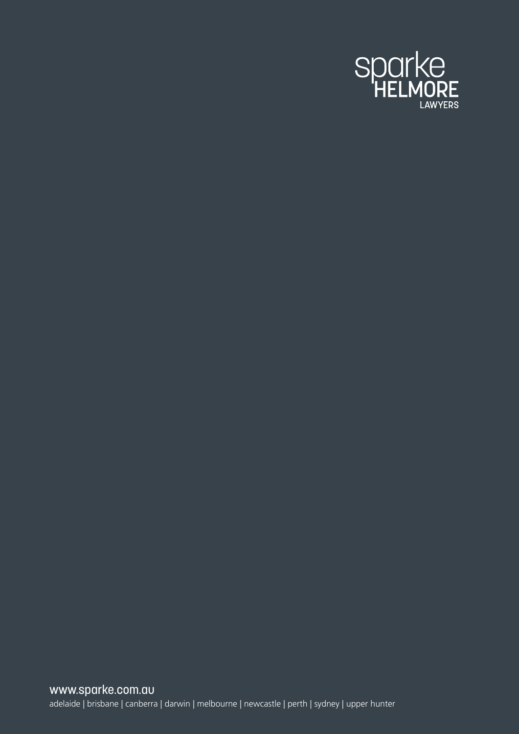sparke
HELMORE
LAWYERS

www.sparke.com.au

adelaide | brisbane | canberra | darwin | melbourne | newcastle | perth | sydney | upper hunter